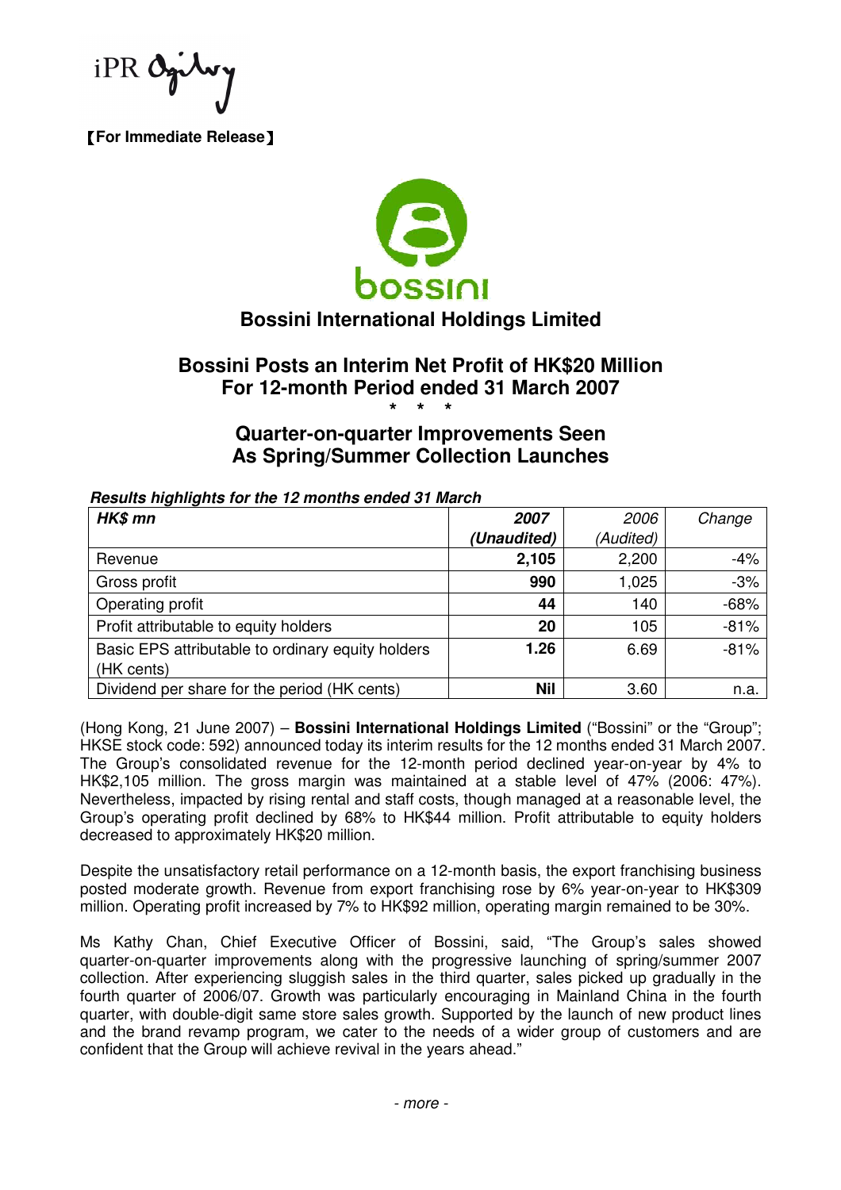iPR Ogilvy

【For Immediate Release】

bossini

# Bossini International Holdings Limited

## Bossini Posts an Interim Net Profit of HK$20 Million For 12-month Period ended 31 March 2007

\* \* \*

## Quarter-on-quarter Improvements Seen As Spring/Summer Collection Launches

***Results highlights for the 12 months ended 31 March***

| ***HK$ mn*** | ***2007 (Unaudited)*** | *2006 (Audited)* | *Change* |
|---|---|---|---|
| Revenue | **2,105** | 2,200 | -4% |
| Gross profit | **990** | 1,025 | -3% |
| Operating profit | **44** | 140 | -68% |
| Profit attributable to equity holders | **20** | 105 | -81% |
| Basic EPS attributable to ordinary equity holders (HK cents) | **1.26** | 6.69 | -81% |
| Dividend per share for the period (HK cents) | **Nil** | 3.60 | n.a. |

(Hong Kong, 21 June 2007) – **Bossini International Holdings Limited** ("Bossini" or the "Group"; HKSE stock code: 592) announced today its interim results for the 12 months ended 31 March 2007. The Group's consolidated revenue for the 12-month period declined year-on-year by 4% to HK$2,105 million. The gross margin was maintained at a stable level of 47% (2006: 47%). Nevertheless, impacted by rising rental and staff costs, though managed at a reasonable level, the Group's operating profit declined by 68% to HK$44 million. Profit attributable to equity holders decreased to approximately HK$20 million.

Despite the unsatisfactory retail performance on a 12-month basis, the export franchising business posted moderate growth. Revenue from export franchising rose by 6% year-on-year to HK$309 million. Operating profit increased by 7% to HK$92 million, operating margin remained to be 30%.

Ms Kathy Chan, Chief Executive Officer of Bossini, said, "The Group's sales showed quarter-on-quarter improvements along with the progressive launching of spring/summer 2007 collection. After experiencing sluggish sales in the third quarter, sales picked up gradually in the fourth quarter of 2006/07. Growth was particularly encouraging in Mainland China in the fourth quarter, with double-digit same store sales growth. Supported by the launch of new product lines and the brand revamp program, we cater to the needs of a wider group of customers and are confident that the Group will achieve revival in the years ahead."

*- more -*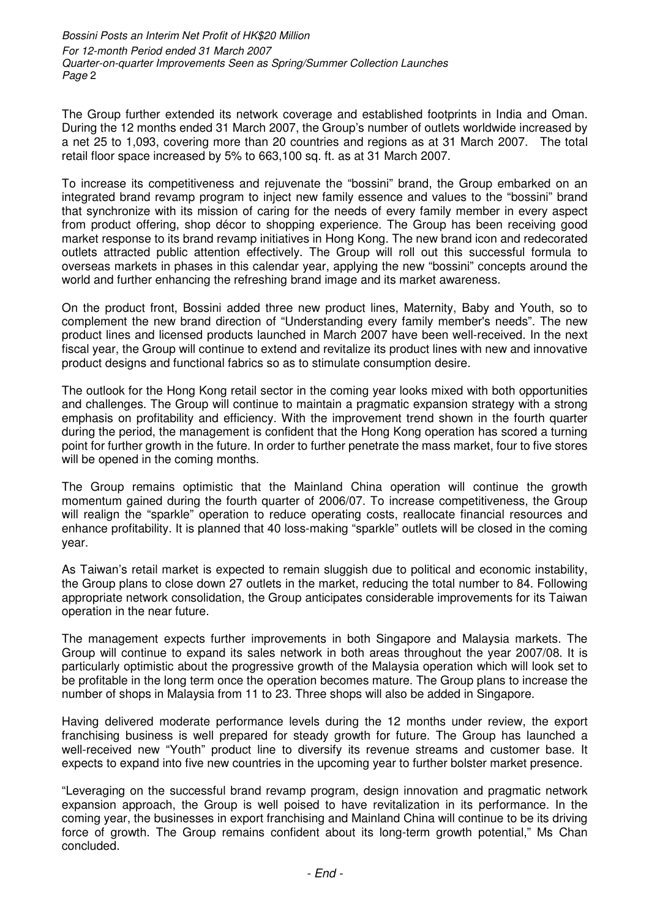The Group further extended its network coverage and established footprints in India and Oman. During the 12 months ended 31 March 2007, the Group's number of outlets worldwide increased by a net 25 to 1,093, covering more than 20 countries and regions as at 31 March 2007. The total retail floor space increased by 5% to 663,100 sq. ft. as at 31 March 2007.

To increase its competitiveness and rejuvenate the "bossini" brand, the Group embarked on an integrated brand revamp program to inject new family essence and values to the "bossini" brand that synchronize with its mission of caring for the needs of every family member in every aspect from product offering, shop décor to shopping experience. The Group has been receiving good market response to its brand revamp initiatives in Hong Kong. The new brand icon and redecorated outlets attracted public attention effectively. The Group will roll out this successful formula to overseas markets in phases in this calendar year, applying the new "bossini" concepts around the world and further enhancing the refreshing brand image and its market awareness.

On the product front, Bossini added three new product lines, Maternity, Baby and Youth, so to complement the new brand direction of "Understanding every family member's needs". The new product lines and licensed products launched in March 2007 have been well-received. In the next fiscal year, the Group will continue to extend and revitalize its product lines with new and innovative product designs and functional fabrics so as to stimulate consumption desire.

The outlook for the Hong Kong retail sector in the coming year looks mixed with both opportunities and challenges. The Group will continue to maintain a pragmatic expansion strategy with a strong emphasis on profitability and efficiency. With the improvement trend shown in the fourth quarter during the period, the management is confident that the Hong Kong operation has scored a turning point for further growth in the future. In order to further penetrate the mass market, four to five stores will be opened in the coming months.

The Group remains optimistic that the Mainland China operation will continue the growth momentum gained during the fourth quarter of 2006/07. To increase competitiveness, the Group will realign the "sparkle" operation to reduce operating costs, reallocate financial resources and enhance profitability. It is planned that 40 loss-making "sparkle" outlets will be closed in the coming year.

As Taiwan's retail market is expected to remain sluggish due to political and economic instability, the Group plans to close down 27 outlets in the market, reducing the total number to 84. Following appropriate network consolidation, the Group anticipates considerable improvements for its Taiwan operation in the near future.

The management expects further improvements in both Singapore and Malaysia markets. The Group will continue to expand its sales network in both areas throughout the year 2007/08. It is particularly optimistic about the progressive growth of the Malaysia operation which will look set to be profitable in the long term once the operation becomes mature. The Group plans to increase the number of shops in Malaysia from 11 to 23. Three shops will also be added in Singapore.

Having delivered moderate performance levels during the 12 months under review, the export franchising business is well prepared for steady growth for future. The Group has launched a well-received new "Youth" product line to diversify its revenue streams and customer base. It expects to expand into five new countries in the upcoming year to further bolster market presence.

"Leveraging on the successful brand revamp program, design innovation and pragmatic network expansion approach, the Group is well poised to have revitalization in its performance. In the coming year, the businesses in export franchising and Mainland China will continue to be its driving force of growth. The Group remains confident about its long-term growth potential," Ms Chan concluded.

*- End -*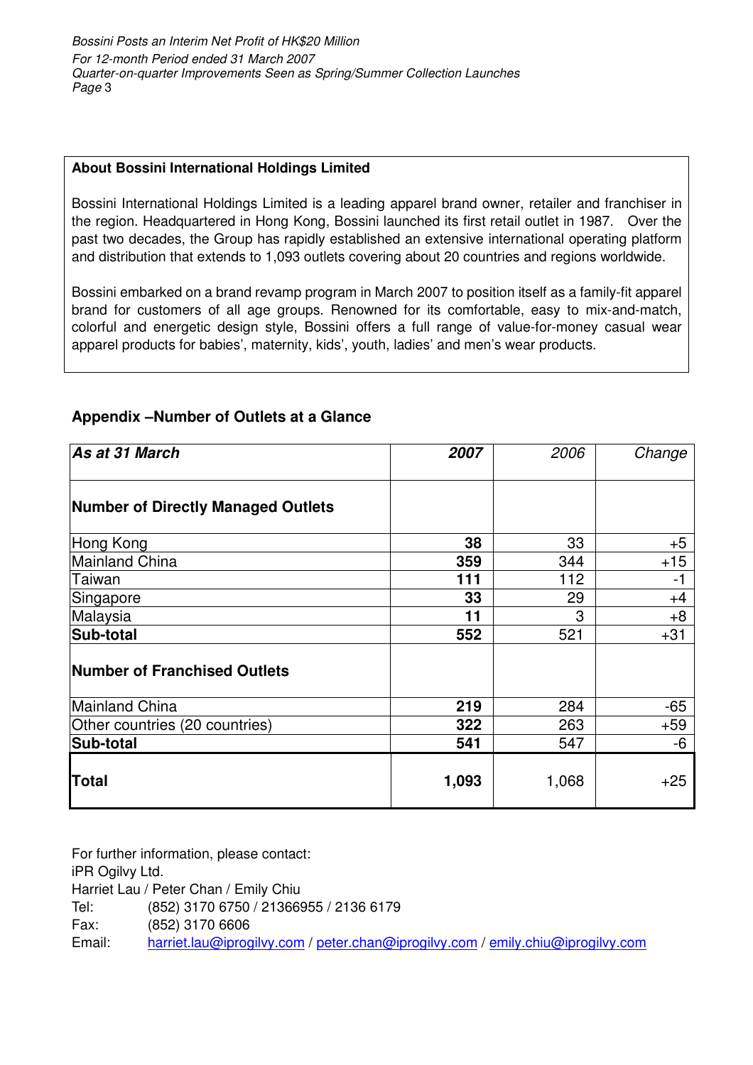**About Bossini International Holdings Limited**

Bossini International Holdings Limited is a leading apparel brand owner, retailer and franchiser in the region. Headquartered in Hong Kong, Bossini launched its first retail outlet in 1987. Over the past two decades, the Group has rapidly established an extensive international operating platform and distribution that extends to 1,093 outlets covering about 20 countries and regions worldwide.

Bossini embarked on a brand revamp program in March 2007 to position itself as a family-fit apparel brand for customers of all age groups. Renowned for its comfortable, easy to mix-and-match, colorful and energetic design style, Bossini offers a full range of value-for-money casual wear apparel products for babies', maternity, kids', youth, ladies' and men's wear products.

## Appendix –Number of Outlets at a Glance

| ***As at 31 March*** | ***2007*** | *2006* | *Change* |
|---|---|---|---|
| **Number of Directly Managed Outlets** | | | |
| Hong Kong | **38** | 33 | +5 |
| Mainland China | **359** | 344 | +15 |
| Taiwan | **111** | 112 | -1 |
| Singapore | **33** | 29 | +4 |
| Malaysia | **11** | 3 | +8 |
| **Sub-total** | **552** | 521 | +31 |
| **Number of Franchised Outlets** | | | |
| Mainland China | **219** | 284 | -65 |
| Other countries (20 countries) | **322** | 263 | +59 |
| **Sub-total** | **541** | 547 | -6 |
| **Total** | **1,093** | 1,068 | +25 |

For further information, please contact:
iPR Ogilvy Ltd.
Harriet Lau / Peter Chan / Emily Chiu
Tel: (852) 3170 6750 / 21366955 / 2136 6179
Fax: (852) 3170 6606
Email: harriet.lau@iprogilvy.com / peter.chan@iprogilvy.com / emily.chiu@iprogilvy.com